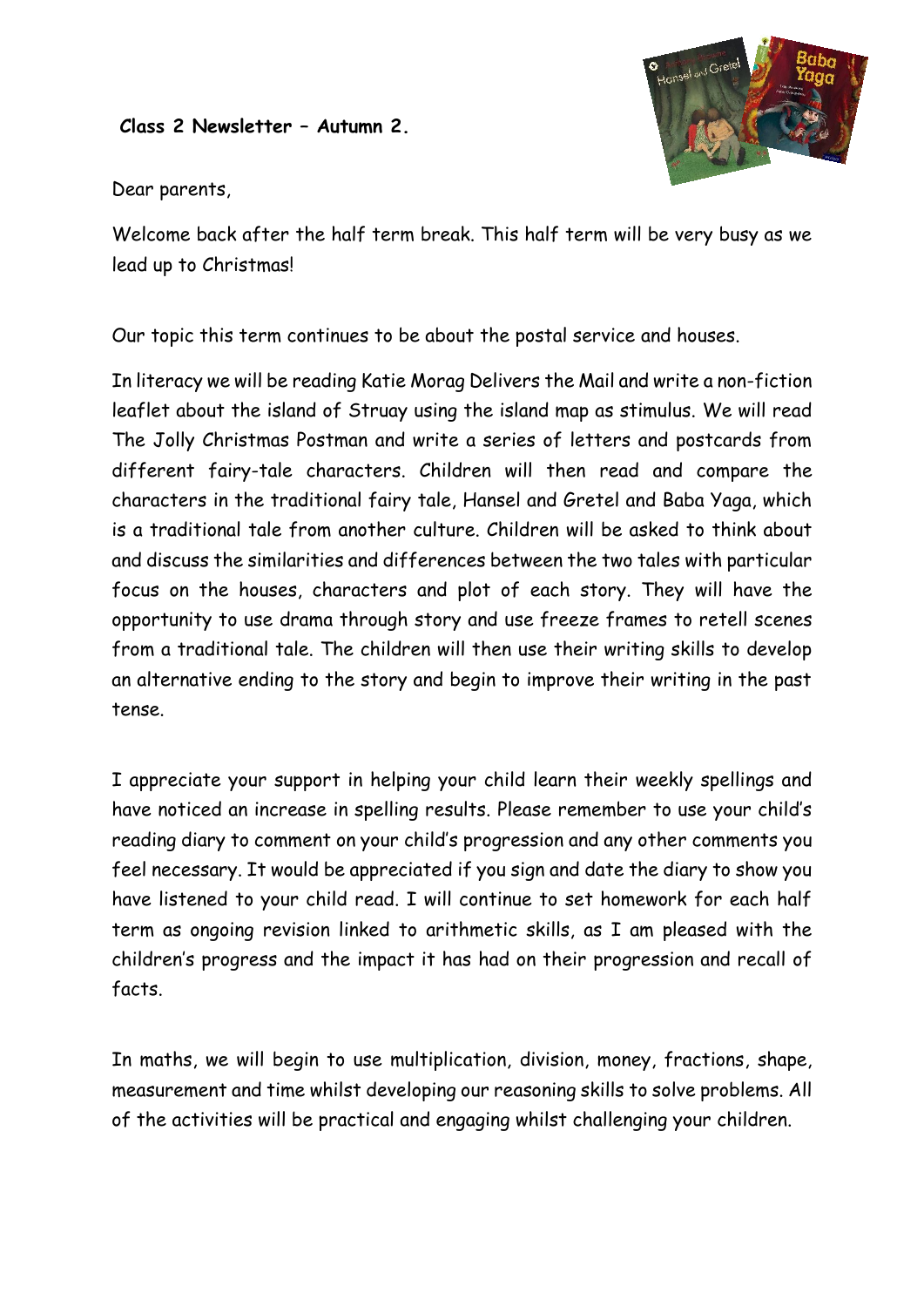**Class 2 Newsletter – Autumn 2.**

Dear parents,

Welcome back after the half term break. This half term will be very busy as we lead up to Christmas!

Our topic this term continues to be about the postal service and houses.

In literacy we will be reading Katie Morag Delivers the Mail and write a non-fiction leaflet about the island of Struay using the island map as stimulus. We will read The Jolly Christmas Postman and write a series of letters and postcards from different fairy-tale characters. Children will then read and compare the characters in the traditional fairy tale, Hansel and Gretel and Baba Yaga, which is a traditional tale from another culture. Children will be asked to think about and discuss the similarities and differences between the two tales with particular focus on the houses, characters and plot of each story. They will have the opportunity to use drama through story and use freeze frames to retell scenes from a traditional tale. The children will then use their writing skills to develop an alternative ending to the story and begin to improve their writing in the past tense.

I appreciate your support in helping your child learn their weekly spellings and have noticed an increase in spelling results. Please remember to use your child's reading diary to comment on your child's progression and any other comments you feel necessary. It would be appreciated if you sign and date the diary to show you have listened to your child read. I will continue to set homework for each half term as ongoing revision linked to arithmetic skills, as I am pleased with the children's progress and the impact it has had on their progression and recall of facts.

In maths, we will begin to use multiplication, division, money, fractions, shape, measurement and time whilst developing our reasoning skills to solve problems. All of the activities will be practical and engaging whilst challenging your children.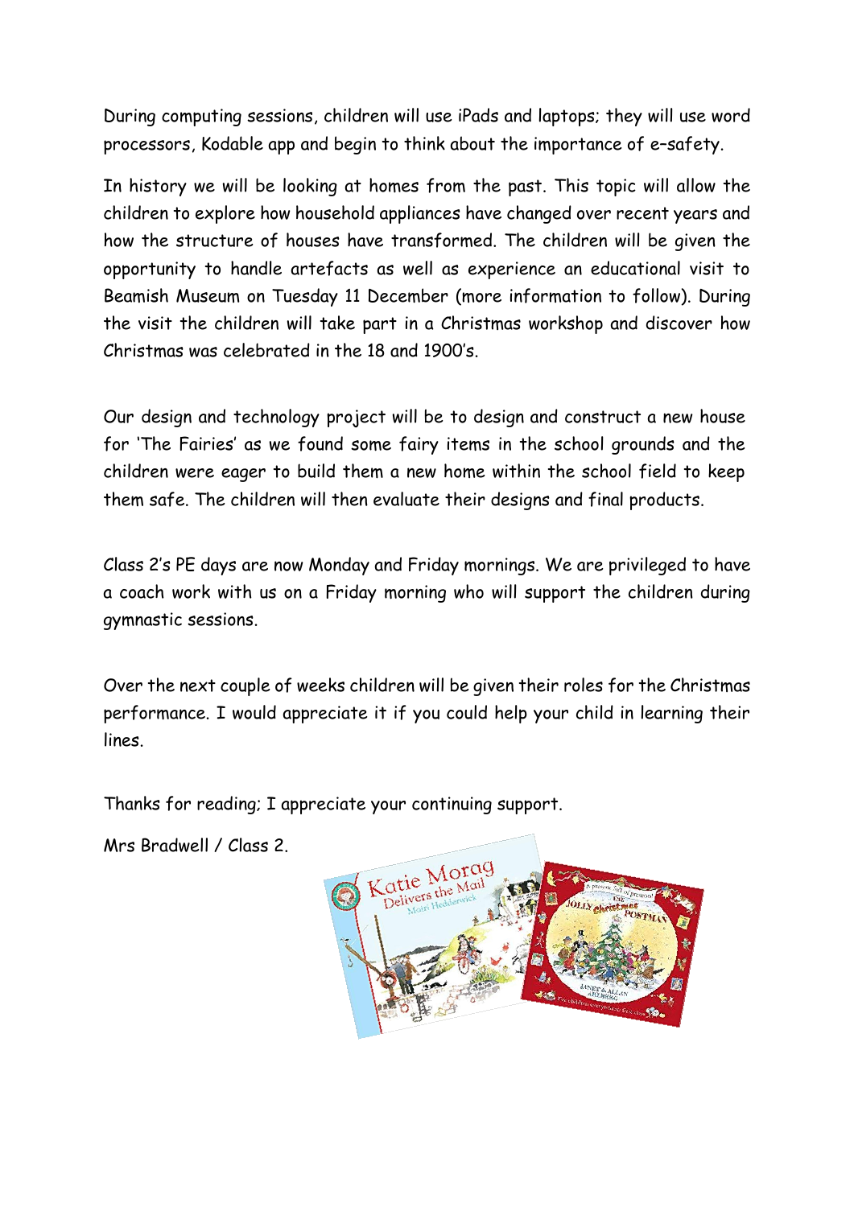During computing sessions, children will use iPads and laptops; they will use word processors, Kodable app and begin to think about the importance of e-safety.

In history we will be looking at homes from the past. This topic will allow the children to explore how household appliances have changed over recent years and how the structure of houses have transformed. The children will be given the opportunity to handle artefacts as well as experience an educational visit to Beamish Museum on Tuesday 11 December (more information to follow). During the visit the children will take part in a Christmas workshop and discover how Christmas was celebrated in the 18 and 1900's.

Our design and technology project will be to design and construct a new house for 'The Fairies' as we found some fairy items in the school grounds and the children were eager to build them a new home within the school field to keep them safe. The children will then evaluate their designs and final products.

Class 2's PE days are now Monday and Friday mornings. We are privileged to have a coach work with us on a Friday morning who will support the children during gymnastic sessions.

Over the next couple of weeks children will be given their roles for the Christmas performance. I would appreciate it if you could help your child in learning their lines.

Thanks for reading; I appreciate your continuing support.

Mrs Bradwell / Class 2.